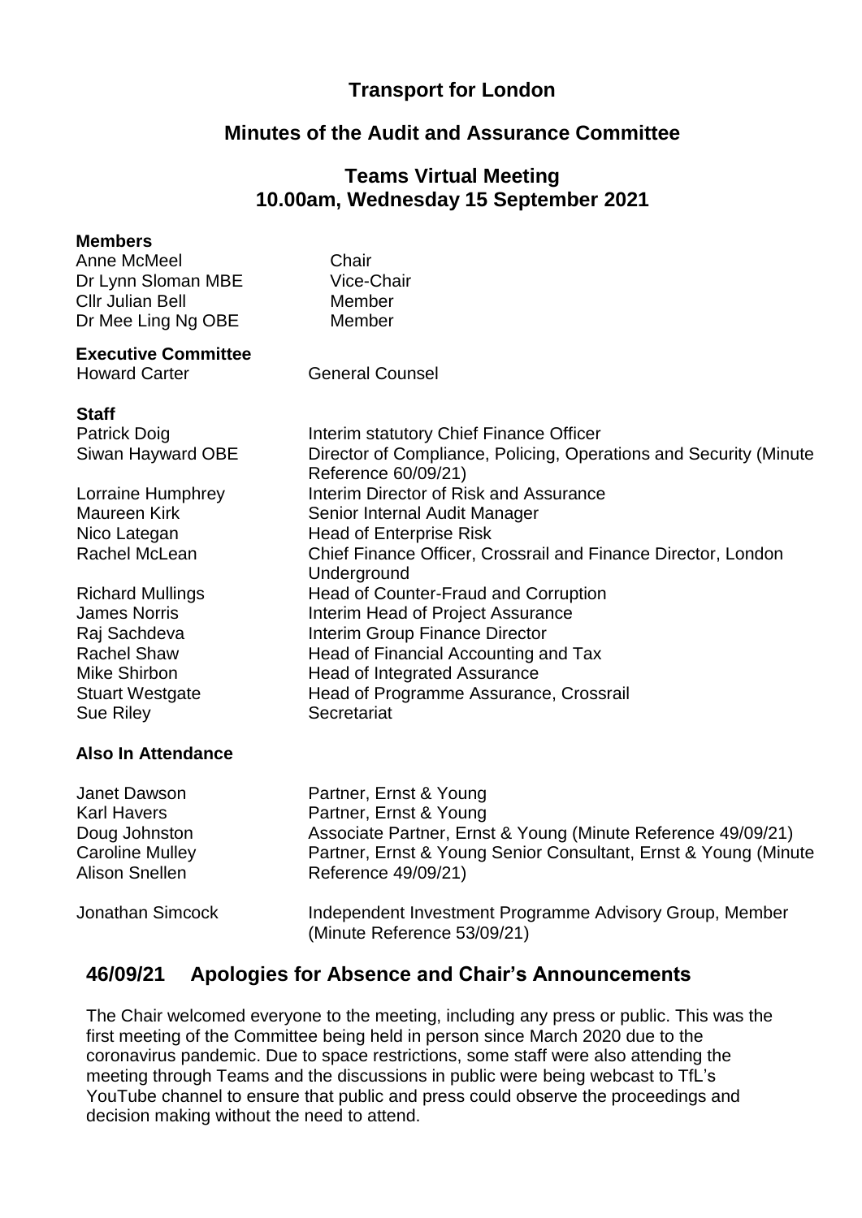# Transport for London

## Minutes of the Audit and Assurance Committee

## Teams Virtual Meeting
## 10.00am, Wednesday 15 September 2021

**Members**

| | |
|---|---|
| Anne McMeel | Chair |
| Dr Lynn Sloman MBE | Vice-Chair |
| Cllr Julian Bell | Member |
| Dr Mee Ling Ng OBE | Member |

**Executive Committee**

| | |
|---|---|
| Howard Carter | General Counsel |

**Staff**

| | |
|---|---|
| Patrick Doig | Interim statutory Chief Finance Officer |
| Siwan Hayward OBE | Director of Compliance, Policing, Operations and Security (Minute Reference 60/09/21) |
| Lorraine Humphrey | Interim Director of Risk and Assurance |
| Maureen Kirk | Senior Internal Audit Manager |
| Nico Lategan | Head of Enterprise Risk |
| Rachel McLean | Chief Finance Officer, Crossrail and Finance Director, London Underground |
| Richard Mullings | Head of Counter-Fraud and Corruption |
| James Norris | Interim Head of Project Assurance |
| Raj Sachdeva | Interim Group Finance Director |
| Rachel Shaw | Head of Financial Accounting and Tax |
| Mike Shirbon | Head of Integrated Assurance |
| Stuart Westgate | Head of Programme Assurance, Crossrail |
| Sue Riley | Secretariat |

**Also In Attendance**

| | |
|---|---|
| Janet Dawson | Partner, Ernst & Young |
| Karl Havers | Partner, Ernst & Young |
| Doug Johnston | Associate Partner, Ernst & Young (Minute Reference 49/09/21) |
| Caroline Mulley | Partner, Ernst & Young Senior Consultant, Ernst & Young (Minute |
| Alison Snellen | Reference 49/09/21) |
| Jonathan Simcock | Independent Investment Programme Advisory Group, Member (Minute Reference 53/09/21) |

## 46/09/21 Apologies for Absence and Chair's Announcements

The Chair welcomed everyone to the meeting, including any press or public. This was the first meeting of the Committee being held in person since March 2020 due to the coronavirus pandemic. Due to space restrictions, some staff were also attending the meeting through Teams and the discussions in public were being webcast to TfL's YouTube channel to ensure that public and press could observe the proceedings and decision making without the need to attend.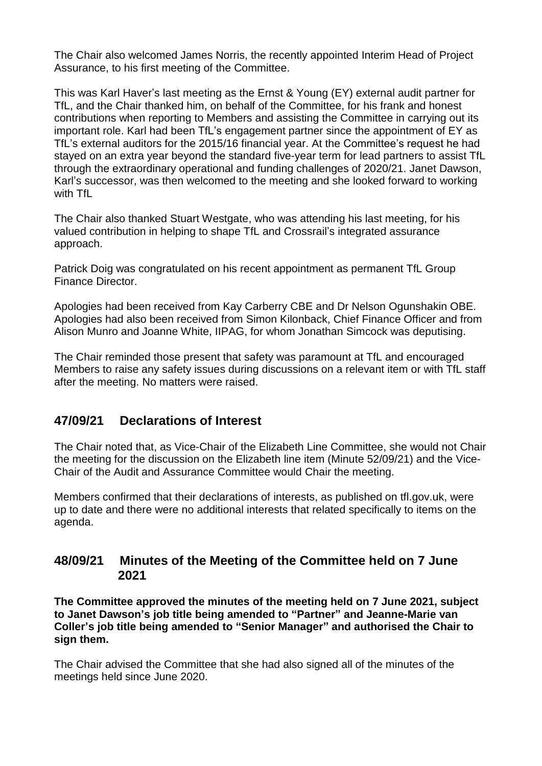The Chair also welcomed James Norris, the recently appointed Interim Head of Project Assurance, to his first meeting of the Committee.

This was Karl Haver's last meeting as the Ernst & Young (EY) external audit partner for TfL, and the Chair thanked him, on behalf of the Committee, for his frank and honest contributions when reporting to Members and assisting the Committee in carrying out its important role. Karl had been TfL's engagement partner since the appointment of EY as TfL's external auditors for the 2015/16 financial year. At the Committee's request he had stayed on an extra year beyond the standard five-year term for lead partners to assist TfL through the extraordinary operational and funding challenges of 2020/21. Janet Dawson, Karl's successor, was then welcomed to the meeting and she looked forward to working with TfL

The Chair also thanked Stuart Westgate, who was attending his last meeting, for his valued contribution in helping to shape TfL and Crossrail's integrated assurance approach.

Patrick Doig was congratulated on his recent appointment as permanent TfL Group Finance Director.

Apologies had been received from Kay Carberry CBE and Dr Nelson Ogunshakin OBE. Apologies had also been received from Simon Kilonback, Chief Finance Officer and from Alison Munro and Joanne White, IIPAG, for whom Jonathan Simcock was deputising.

The Chair reminded those present that safety was paramount at TfL and encouraged Members to raise any safety issues during discussions on a relevant item or with TfL staff after the meeting. No matters were raised.

## 47/09/21 Declarations of Interest

The Chair noted that, as Vice-Chair of the Elizabeth Line Committee, she would not Chair the meeting for the discussion on the Elizabeth line item (Minute 52/09/21) and the Vice-Chair of the Audit and Assurance Committee would Chair the meeting.

Members confirmed that their declarations of interests, as published on tfl.gov.uk, were up to date and there were no additional interests that related specifically to items on the agenda.

## 48/09/21 Minutes of the Meeting of the Committee held on 7 June 2021

**The Committee approved the minutes of the meeting held on 7 June 2021, subject to Janet Dawson's job title being amended to "Partner" and Jeanne-Marie van Coller's job title being amended to "Senior Manager" and authorised the Chair to sign them.**

The Chair advised the Committee that she had also signed all of the minutes of the meetings held since June 2020.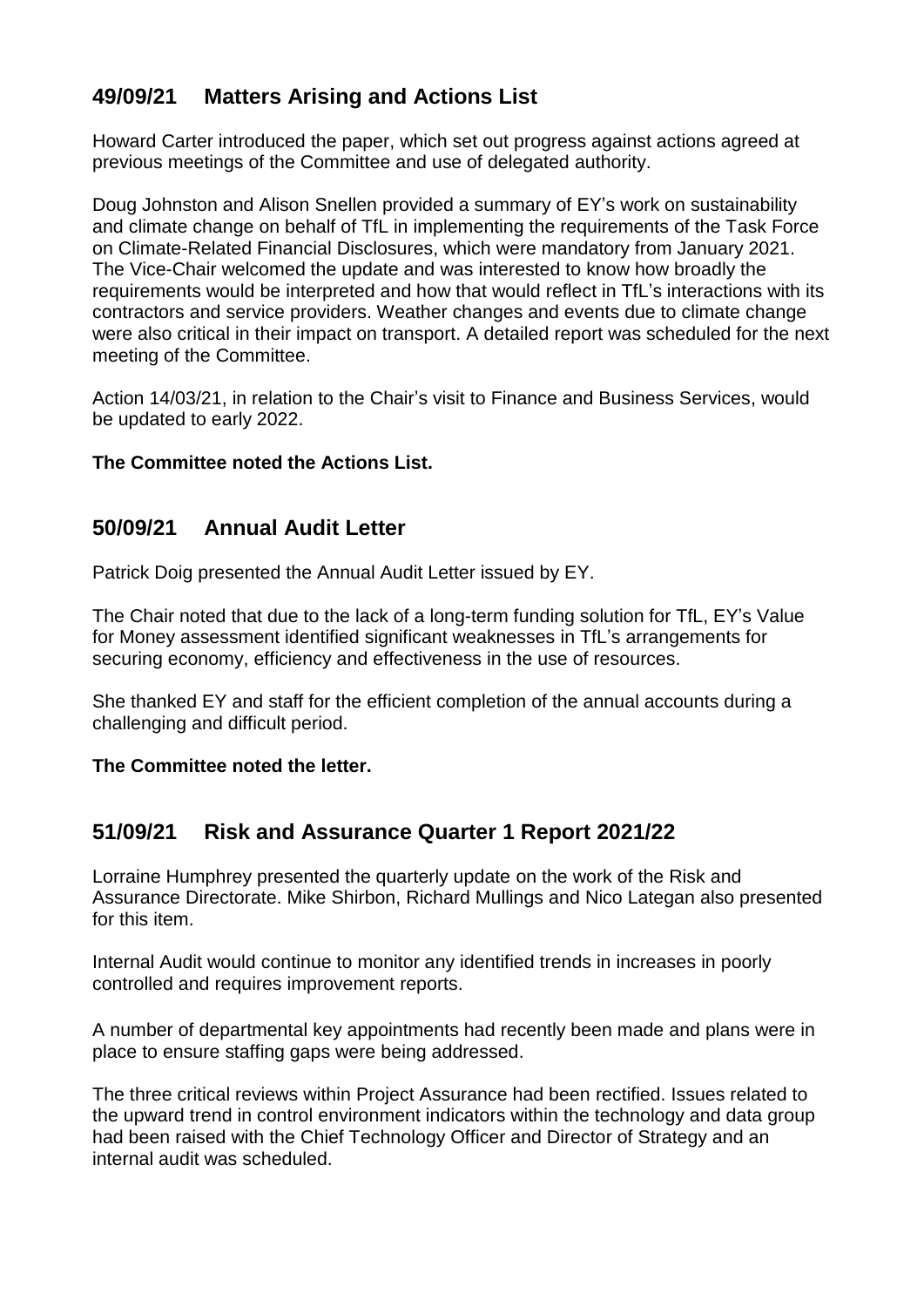## 49/09/21 Matters Arising and Actions List

Howard Carter introduced the paper, which set out progress against actions agreed at previous meetings of the Committee and use of delegated authority.

Doug Johnston and Alison Snellen provided a summary of EY's work on sustainability and climate change on behalf of TfL in implementing the requirements of the Task Force on Climate-Related Financial Disclosures, which were mandatory from January 2021. The Vice-Chair welcomed the update and was interested to know how broadly the requirements would be interpreted and how that would reflect in TfL's interactions with its contractors and service providers. Weather changes and events due to climate change were also critical in their impact on transport. A detailed report was scheduled for the next meeting of the Committee.

Action 14/03/21, in relation to the Chair's visit to Finance and Business Services, would be updated to early 2022.

**The Committee noted the Actions List.**

## 50/09/21 Annual Audit Letter

Patrick Doig presented the Annual Audit Letter issued by EY.

The Chair noted that due to the lack of a long-term funding solution for TfL, EY's Value for Money assessment identified significant weaknesses in TfL's arrangements for securing economy, efficiency and effectiveness in the use of resources.

She thanked EY and staff for the efficient completion of the annual accounts during a challenging and difficult period.

**The Committee noted the letter.**

## 51/09/21 Risk and Assurance Quarter 1 Report 2021/22

Lorraine Humphrey presented the quarterly update on the work of the Risk and Assurance Directorate. Mike Shirbon, Richard Mullings and Nico Lategan also presented for this item.

Internal Audit would continue to monitor any identified trends in increases in poorly controlled and requires improvement reports.

A number of departmental key appointments had recently been made and plans were in place to ensure staffing gaps were being addressed.

The three critical reviews within Project Assurance had been rectified. Issues related to the upward trend in control environment indicators within the technology and data group had been raised with the Chief Technology Officer and Director of Strategy and an internal audit was scheduled.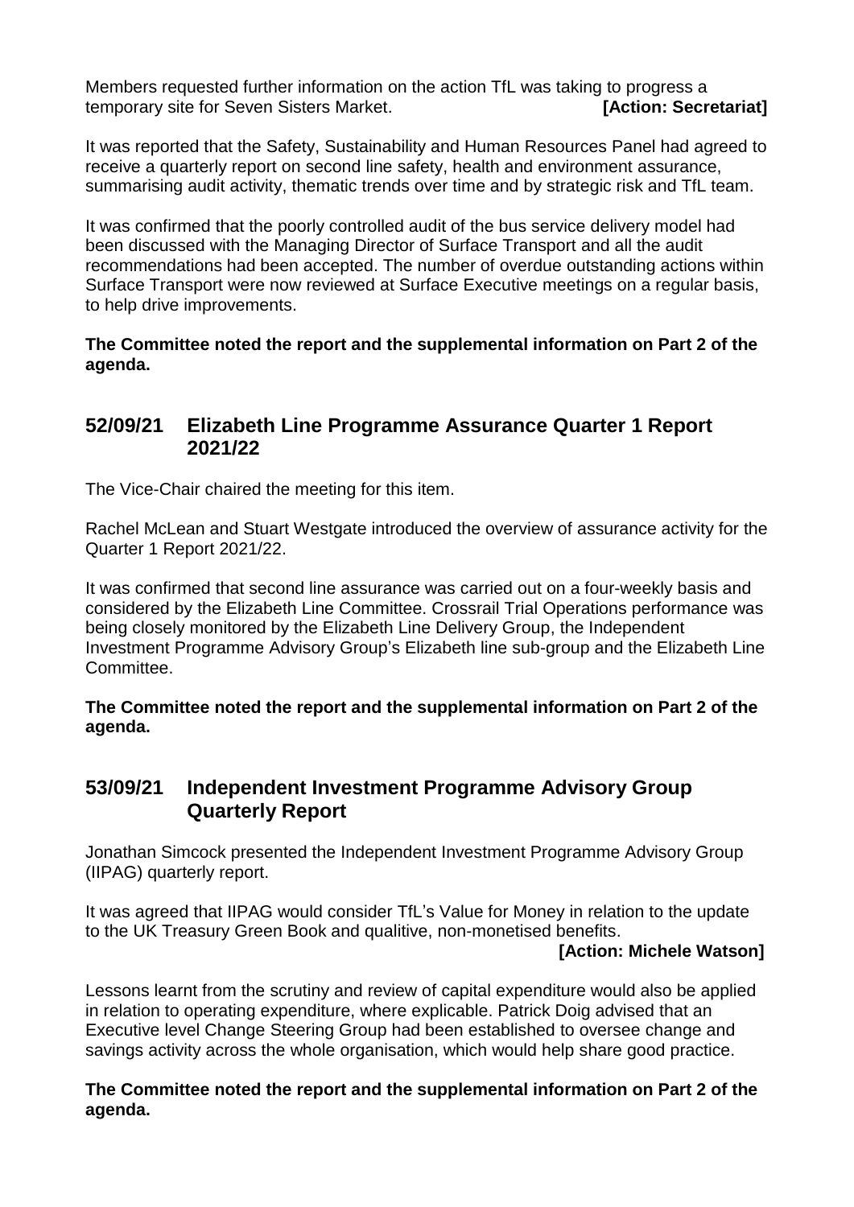Members requested further information on the action TfL was taking to progress a temporary site for Seven Sisters Market. **[Action: Secretariat]**

It was reported that the Safety, Sustainability and Human Resources Panel had agreed to receive a quarterly report on second line safety, health and environment assurance, summarising audit activity, thematic trends over time and by strategic risk and TfL team.

It was confirmed that the poorly controlled audit of the bus service delivery model had been discussed with the Managing Director of Surface Transport and all the audit recommendations had been accepted. The number of overdue outstanding actions within Surface Transport were now reviewed at Surface Executive meetings on a regular basis, to help drive improvements.

**The Committee noted the report and the supplemental information on Part 2 of the agenda.**

## 52/09/21 Elizabeth Line Programme Assurance Quarter 1 Report 2021/22

The Vice-Chair chaired the meeting for this item.

Rachel McLean and Stuart Westgate introduced the overview of assurance activity for the Quarter 1 Report 2021/22.

It was confirmed that second line assurance was carried out on a four-weekly basis and considered by the Elizabeth Line Committee. Crossrail Trial Operations performance was being closely monitored by the Elizabeth Line Delivery Group, the Independent Investment Programme Advisory Group's Elizabeth line sub-group and the Elizabeth Line Committee.

**The Committee noted the report and the supplemental information on Part 2 of the agenda.**

## 53/09/21 Independent Investment Programme Advisory Group Quarterly Report

Jonathan Simcock presented the Independent Investment Programme Advisory Group (IIPAG) quarterly report.

It was agreed that IIPAG would consider TfL's Value for Money in relation to the update to the UK Treasury Green Book and qualitive, non-monetised benefits.

**[Action: Michele Watson]**

Lessons learnt from the scrutiny and review of capital expenditure would also be applied in relation to operating expenditure, where explicable. Patrick Doig advised that an Executive level Change Steering Group had been established to oversee change and savings activity across the whole organisation, which would help share good practice.

**The Committee noted the report and the supplemental information on Part 2 of the agenda.**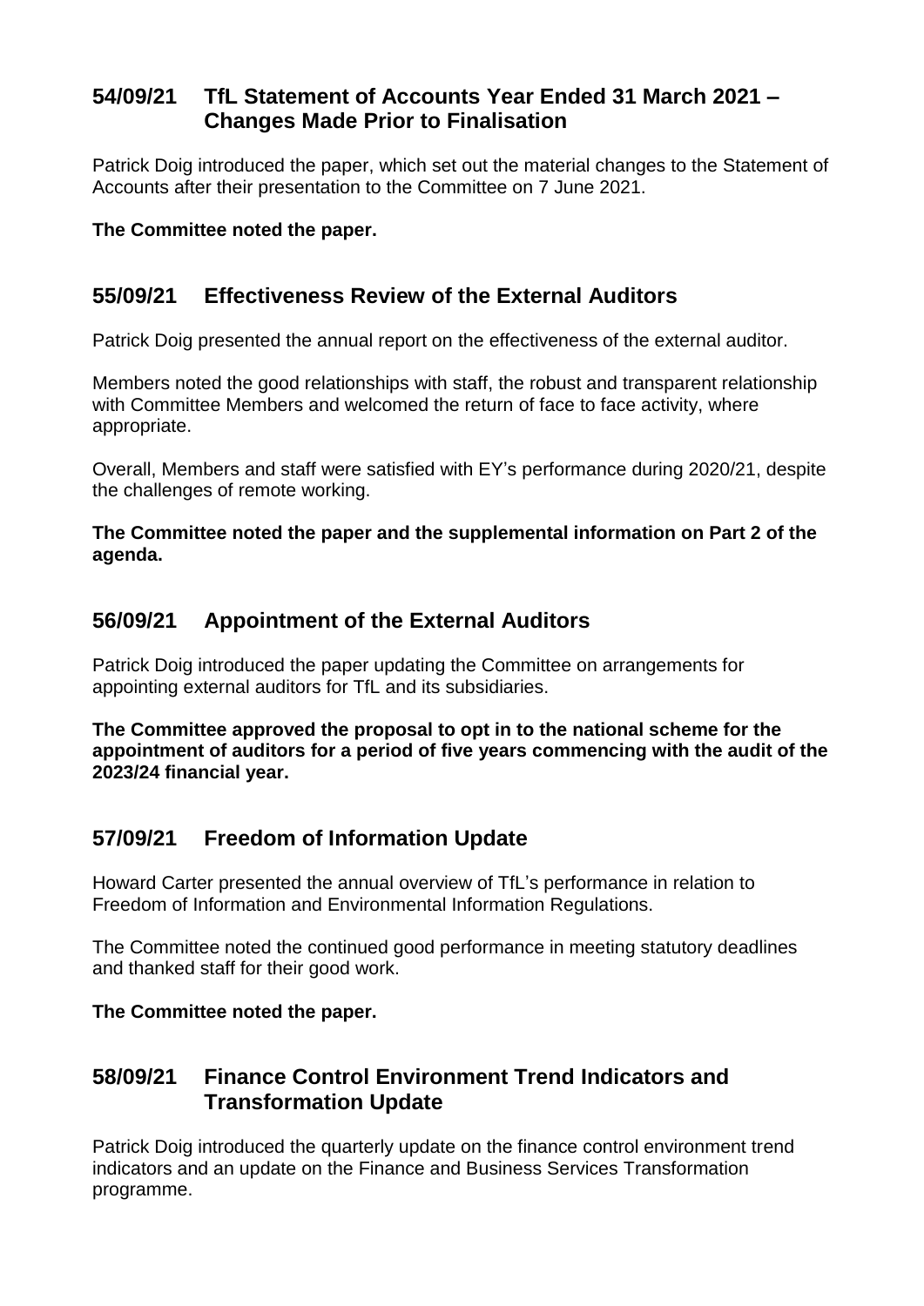## 54/09/21 TfL Statement of Accounts Year Ended 31 March 2021 – Changes Made Prior to Finalisation

Patrick Doig introduced the paper, which set out the material changes to the Statement of Accounts after their presentation to the Committee on 7 June 2021.

**The Committee noted the paper.**

## 55/09/21 Effectiveness Review of the External Auditors

Patrick Doig presented the annual report on the effectiveness of the external auditor.

Members noted the good relationships with staff, the robust and transparent relationship with Committee Members and welcomed the return of face to face activity, where appropriate.

Overall, Members and staff were satisfied with EY's performance during 2020/21, despite the challenges of remote working.

**The Committee noted the paper and the supplemental information on Part 2 of the agenda.**

## 56/09/21 Appointment of the External Auditors

Patrick Doig introduced the paper updating the Committee on arrangements for appointing external auditors for TfL and its subsidiaries.

**The Committee approved the proposal to opt in to the national scheme for the appointment of auditors for a period of five years commencing with the audit of the 2023/24 financial year.**

## 57/09/21 Freedom of Information Update

Howard Carter presented the annual overview of TfL's performance in relation to Freedom of Information and Environmental Information Regulations.

The Committee noted the continued good performance in meeting statutory deadlines and thanked staff for their good work.

**The Committee noted the paper.**

## 58/09/21 Finance Control Environment Trend Indicators and Transformation Update

Patrick Doig introduced the quarterly update on the finance control environment trend indicators and an update on the Finance and Business Services Transformation programme.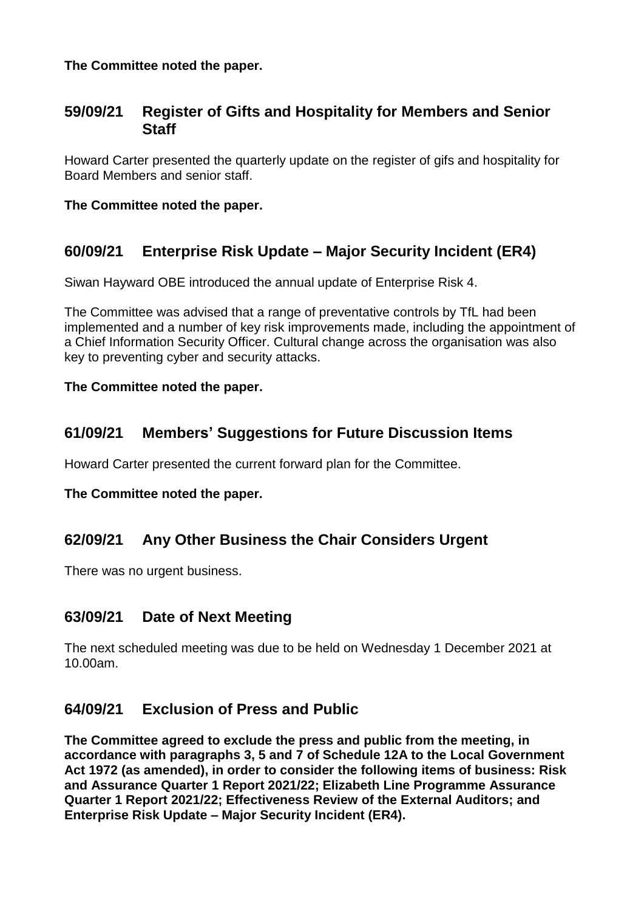**The Committee noted the paper.**

## 59/09/21 Register of Gifts and Hospitality for Members and Senior Staff

Howard Carter presented the quarterly update on the register of gifs and hospitality for Board Members and senior staff.

**The Committee noted the paper.**

## 60/09/21 Enterprise Risk Update – Major Security Incident (ER4)

Siwan Hayward OBE introduced the annual update of Enterprise Risk 4.

The Committee was advised that a range of preventative controls by TfL had been implemented and a number of key risk improvements made, including the appointment of a Chief Information Security Officer. Cultural change across the organisation was also key to preventing cyber and security attacks.

**The Committee noted the paper.**

## 61/09/21 Members' Suggestions for Future Discussion Items

Howard Carter presented the current forward plan for the Committee.

**The Committee noted the paper.**

## 62/09/21 Any Other Business the Chair Considers Urgent

There was no urgent business.

## 63/09/21 Date of Next Meeting

The next scheduled meeting was due to be held on Wednesday 1 December 2021 at 10.00am.

## 64/09/21 Exclusion of Press and Public

**The Committee agreed to exclude the press and public from the meeting, in accordance with paragraphs 3, 5 and 7 of Schedule 12A to the Local Government Act 1972 (as amended), in order to consider the following items of business: Risk and Assurance Quarter 1 Report 2021/22; Elizabeth Line Programme Assurance Quarter 1 Report 2021/22; Effectiveness Review of the External Auditors; and Enterprise Risk Update – Major Security Incident (ER4).**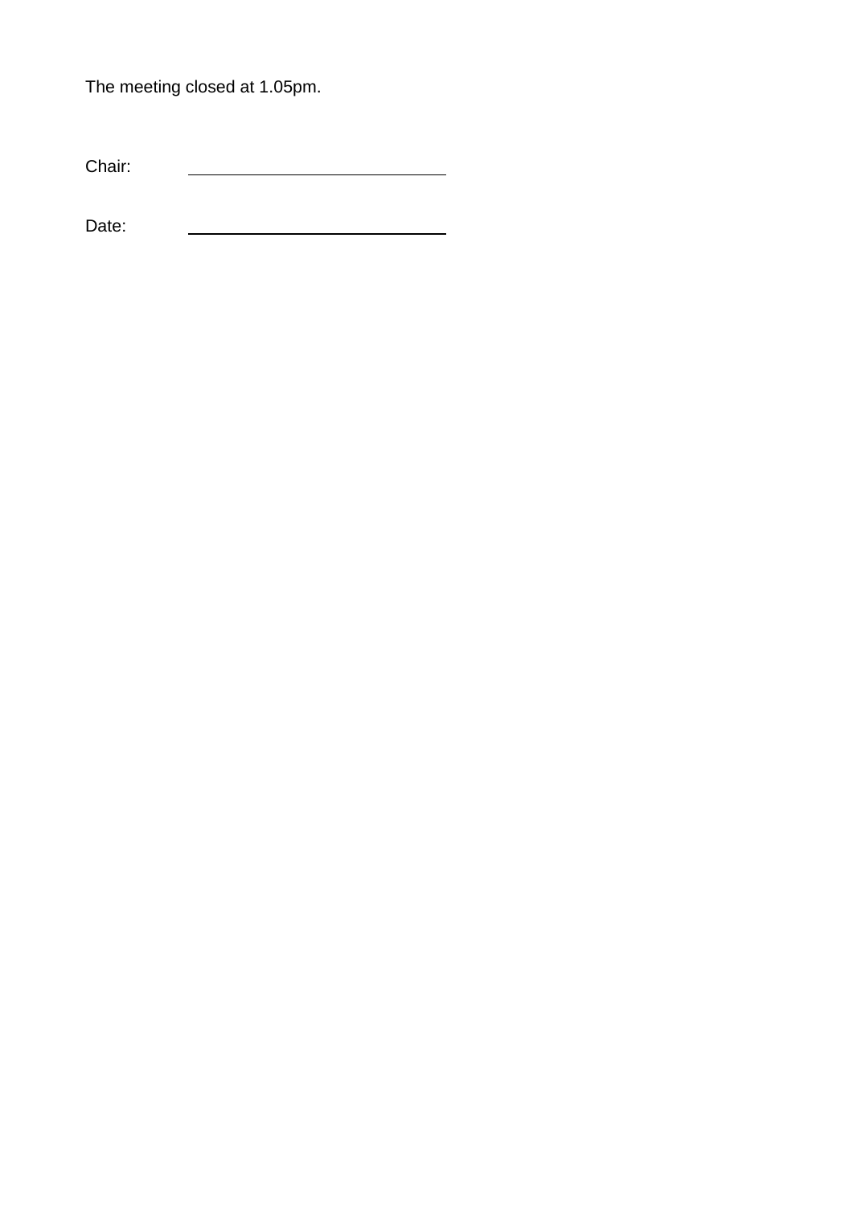The meeting closed at 1.05pm.

Chair: \_\_\_\_\_\_\_\_\_\_\_\_\_\_\_\_\_\_\_\_\_\_\_\_\_\_\_\_

Date: \_\_\_\_\_\_\_\_\_\_\_\_\_\_\_\_\_\_\_\_\_\_\_\_\_\_\_\_